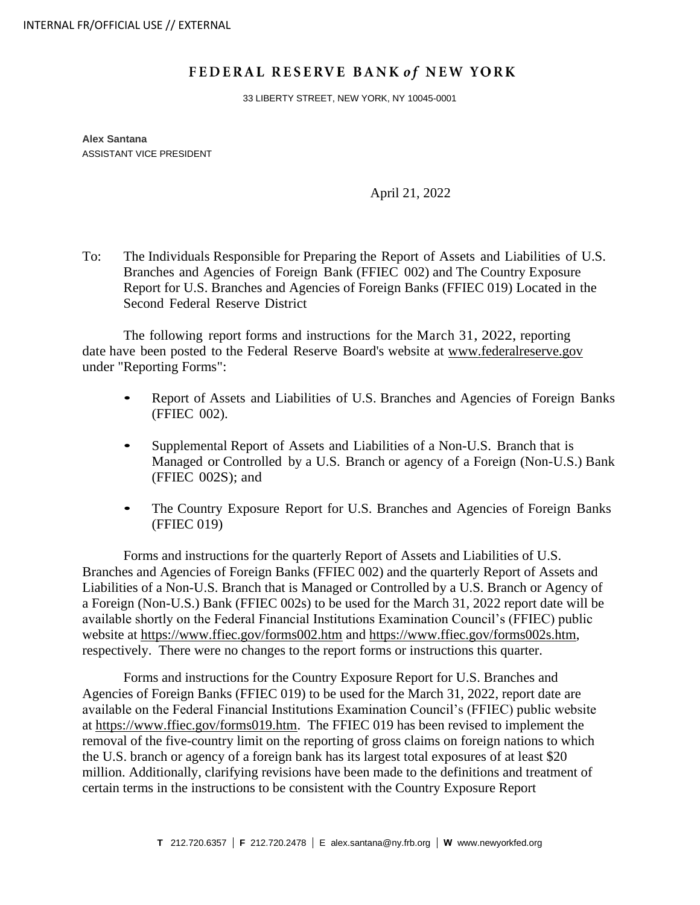INTERNAL FR/OFFICIAL USE // EXTERNAL

# FEDERAL RESERVE BANK *of* NEW YORK

33 LIBERTY STREET, NEW YORK, NY 10045-0001

**Alex Santana**
ASSISTANT VICE PRESIDENT

April 21, 2022

To: The Individuals Responsible for Preparing the Report of Assets and Liabilities of U.S. Branches and Agencies of Foreign Bank (FFIEC 002) and The Country Exposure Report for U.S. Branches and Agencies of Foreign Banks (FFIEC 019) Located in the Second Federal Reserve District

The following report forms and instructions for the March 31, 2022, reporting date have been posted to the Federal Reserve Board's website at www.federalreserve.gov under "Reporting Forms":

- Report of Assets and Liabilities of U.S. Branches and Agencies of Foreign Banks (FFIEC 002).
- Supplemental Report of Assets and Liabilities of a Non-U.S. Branch that is Managed or Controlled by a U.S. Branch or agency of a Foreign (Non-U.S.) Bank (FFIEC 002S); and
- The Country Exposure Report for U.S. Branches and Agencies of Foreign Banks (FFIEC 019)

Forms and instructions for the quarterly Report of Assets and Liabilities of U.S. Branches and Agencies of Foreign Banks (FFIEC 002) and the quarterly Report of Assets and Liabilities of a Non-U.S. Branch that is Managed or Controlled by a U.S. Branch or Agency of a Foreign (Non-U.S.) Bank (FFIEC 002s) to be used for the March 31, 2022 report date will be available shortly on the Federal Financial Institutions Examination Council's (FFIEC) public website at https://www.ffiec.gov/forms002.htm and https://www.ffiec.gov/forms002s.htm, respectively. There were no changes to the report forms or instructions this quarter.

Forms and instructions for the Country Exposure Report for U.S. Branches and Agencies of Foreign Banks (FFIEC 019) to be used for the March 31, 2022, report date are available on the Federal Financial Institutions Examination Council's (FFIEC) public website at https://www.ffiec.gov/forms019.htm. The FFIEC 019 has been revised to implement the removal of the five-country limit on the reporting of gross claims on foreign nations to which the U.S. branch or agency of a foreign bank has its largest total exposures of at least $20 million. Additionally, clarifying revisions have been made to the definitions and treatment of certain terms in the instructions to be consistent with the Country Exposure Report

**T** 212.720.6357 | **F** 212.720.2478 | E alex.santana@ny.frb.org | **W** www.newyorkfed.org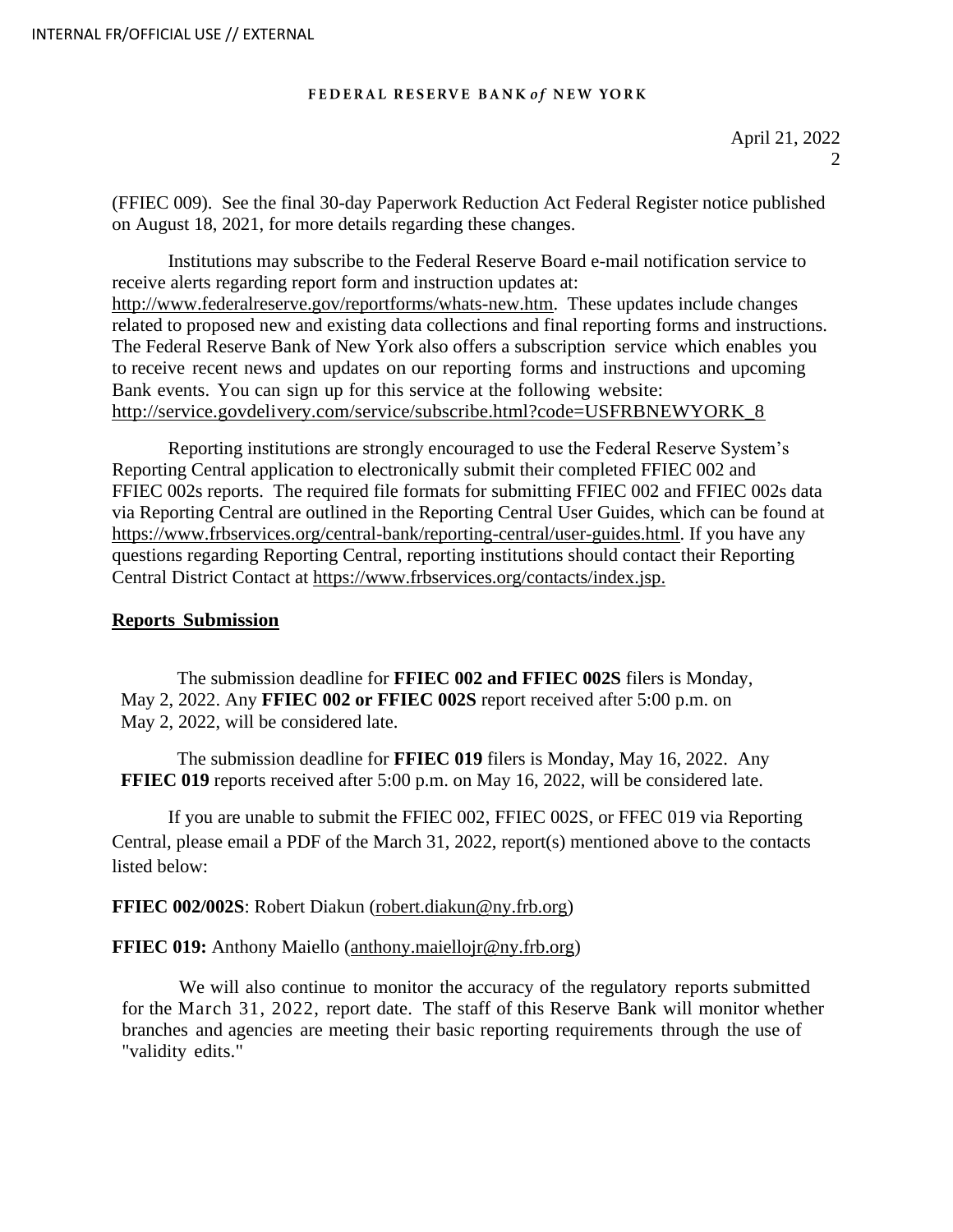(FFIEC 009). See the final 30-day Paperwork Reduction Act Federal Register notice published on August 18, 2021, for more details regarding these changes.

Institutions may subscribe to the Federal Reserve Board e-mail notification service to receive alerts regarding report form and instruction updates at: http://www.federalreserve.gov/reportforms/whats-new.htm. These updates include changes related to proposed new and existing data collections and final reporting forms and instructions. The Federal Reserve Bank of New York also offers a subscription service which enables you to receive recent news and updates on our reporting forms and instructions and upcoming Bank events. You can sign up for this service at the following website: http://service.govdelivery.com/service/subscribe.html?code=USFRBNEWYORK_8

Reporting institutions are strongly encouraged to use the Federal Reserve System's Reporting Central application to electronically submit their completed FFIEC 002 and FFIEC 002s reports. The required file formats for submitting FFIEC 002 and FFIEC 002s data via Reporting Central are outlined in the Reporting Central User Guides, which can be found at https://www.frbservices.org/central-bank/reporting-central/user-guides.html. If you have any questions regarding Reporting Central, reporting institutions should contact their Reporting Central District Contact at https://www.frbservices.org/contacts/index.jsp.

## Reports Submission

The submission deadline for **FFIEC 002 and FFIEC 002S** filers is Monday, May 2, 2022. Any **FFIEC 002 or FFIEC 002S** report received after 5:00 p.m. on May 2, 2022, will be considered late.

The submission deadline for **FFIEC 019** filers is Monday, May 16, 2022. Any **FFIEC 019** reports received after 5:00 p.m. on May 16, 2022, will be considered late.

If you are unable to submit the FFIEC 002, FFIEC 002S, or FFEC 019 via Reporting Central, please email a PDF of the March 31, 2022, report(s) mentioned above to the contacts listed below:

**FFIEC 002/002S**: Robert Diakun (robert.diakun@ny.frb.org)

**FFIEC 019:** Anthony Maiello (anthony.maiellojr@ny.frb.org)

We will also continue to monitor the accuracy of the regulatory reports submitted for the March 31, 2022, report date. The staff of this Reserve Bank will monitor whether branches and agencies are meeting their basic reporting requirements through the use of "validity edits."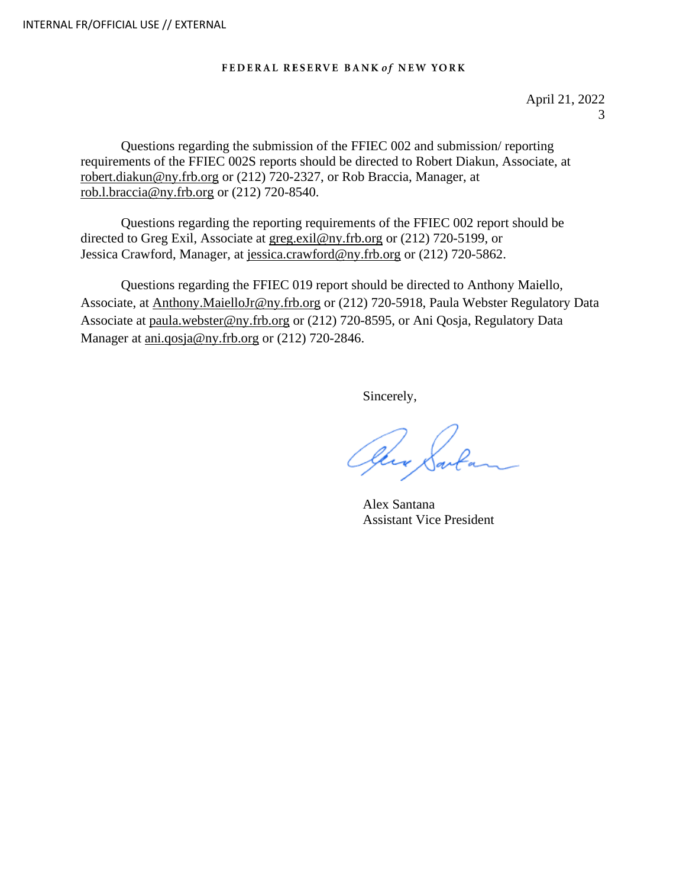Questions regarding the submission of the FFIEC 002 and submission/ reporting requirements of the FFIEC 002S reports should be directed to Robert Diakun, Associate, at robert.diakun@ny.frb.org or (212) 720-2327, or Rob Braccia, Manager, at rob.l.braccia@ny.frb.org or (212) 720-8540.

Questions regarding the reporting requirements of the FFIEC 002 report should be directed to Greg Exil, Associate at greg.exil@ny.frb.org or (212) 720-5199, or Jessica Crawford, Manager, at jessica.crawford@ny.frb.org or (212) 720-5862.

Questions regarding the FFIEC 019 report should be directed to Anthony Maiello, Associate, at Anthony.MaielloJr@ny.frb.org or (212) 720-5918, Paula Webster Regulatory Data Associate at paula.webster@ny.frb.org or (212) 720-8595, or Ani Qosja, Regulatory Data Manager at ani.qosja@ny.frb.org or (212) 720-2846.

Sincerely,

Alex Santana
Assistant Vice President